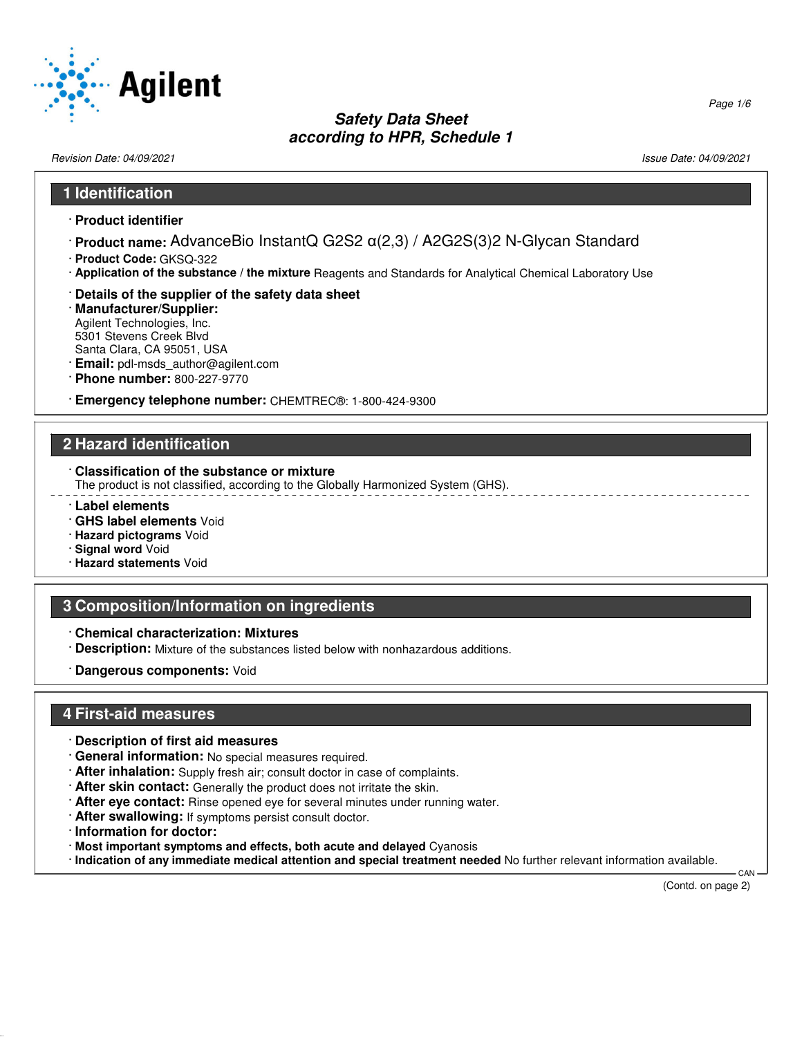# Safety Data Sheet
## according to HPR, Schedule 1

Revision Date: 04/09/2021

Issue Date: 04/09/2021

## 1 Identification

· **Product identifier**

· **Product name:** AdvanceBio InstantQ G2S2 α(2,3) / A2G2S(3)2 N-Glycan Standard

· **Product Code:** GKSQ-322

· **Application of the substance / the mixture** Reagents and Standards for Analytical Chemical Laboratory Use

· **Details of the supplier of the safety data sheet**

· **Manufacturer/Supplier:**
Agilent Technologies, Inc.
5301 Stevens Creek Blvd
Santa Clara, CA 95051, USA

· **Email:** pdl-msds_author@agilent.com

· **Phone number:** 800-227-9770

· **Emergency telephone number:** CHEMTREC®: 1-800-424-9300

## 2 Hazard identification

· **Classification of the substance or mixture**
The product is not classified, according to the Globally Harmonized System (GHS).

· **Label elements**

· **GHS label elements** Void

· **Hazard pictograms** Void

· **Signal word** Void

· **Hazard statements** Void

## 3 Composition/Information on ingredients

· **Chemical characterization: Mixtures**

· **Description:** Mixture of the substances listed below with nonhazardous additions.

· **Dangerous components:** Void

## 4 First-aid measures

· **Description of first aid measures**

· **General information:** No special measures required.

· **After inhalation:** Supply fresh air; consult doctor in case of complaints.

· **After skin contact:** Generally the product does not irritate the skin.

· **After eye contact:** Rinse opened eye for several minutes under running water.

· **After swallowing:** If symptoms persist consult doctor.

· **Information for doctor:**

· **Most important symptoms and effects, both acute and delayed** Cyanosis

· **Indication of any immediate medical attention and special treatment needed** No further relevant information available.

(Contd. on page 2)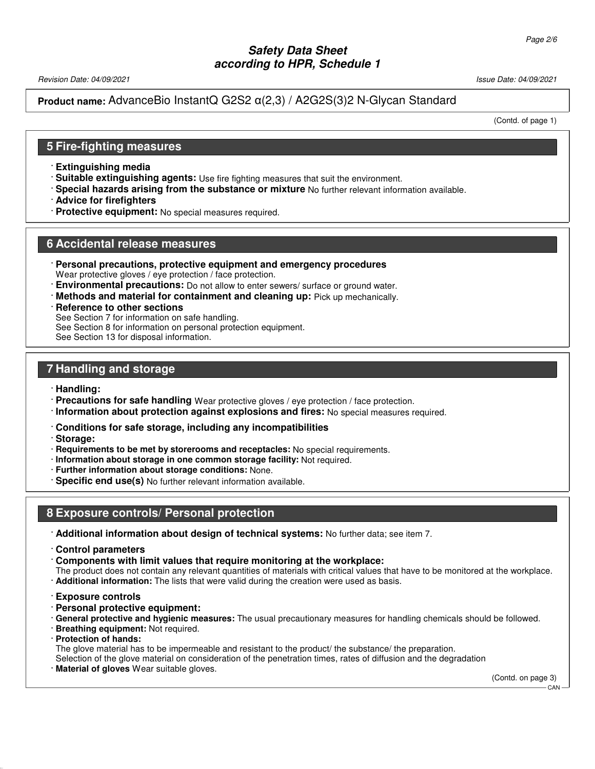**Product name:** AdvanceBio InstantQ G2S2 α(2,3) / A2G2S(3)2 N-Glycan Standard

(Contd. of page 1)

## 5 Fire-fighting measures

- **Extinguishing media**
- **Suitable extinguishing agents:** Use fire fighting measures that suit the environment.
- **Special hazards arising from the substance or mixture** No further relevant information available.
- **Advice for firefighters**
- **Protective equipment:** No special measures required.

## 6 Accidental release measures

- **Personal precautions, protective equipment and emergency procedures**
  Wear protective gloves / eye protection / face protection.
- **Environmental precautions:** Do not allow to enter sewers/ surface or ground water.
- **Methods and material for containment and cleaning up:** Pick up mechanically.
- **Reference to other sections**
  See Section 7 for information on safe handling.
  See Section 8 for information on personal protection equipment.
  See Section 13 for disposal information.

## 7 Handling and storage

- **Handling:**
- **Precautions for safe handling** Wear protective gloves / eye protection / face protection.
- **Information about protection against explosions and fires:** No special measures required.
- **Conditions for safe storage, including any incompatibilities**
- **Storage:**
- **Requirements to be met by storerooms and receptacles:** No special requirements.
- **Information about storage in one common storage facility:** Not required.
- **Further information about storage conditions:** None.
- **Specific end use(s)** No further relevant information available.

## 8 Exposure controls/ Personal protection

- **Additional information about design of technical systems:** No further data; see item 7.
- **Control parameters**
- **Components with limit values that require monitoring at the workplace:**
  The product does not contain any relevant quantities of materials with critical values that have to be monitored at the workplace.
- **Additional information:** The lists that were valid during the creation were used as basis.
- **Exposure controls**
- **Personal protective equipment:**
- **General protective and hygienic measures:** The usual precautionary measures for handling chemicals should be followed.
- **Breathing equipment:** Not required.
- **Protection of hands:**
  The glove material has to be impermeable and resistant to the product/ the substance/ the preparation.
  Selection of the glove material on consideration of the penetration times, rates of diffusion and the degradation
- **Material of gloves** Wear suitable gloves.

(Contd. on page 3)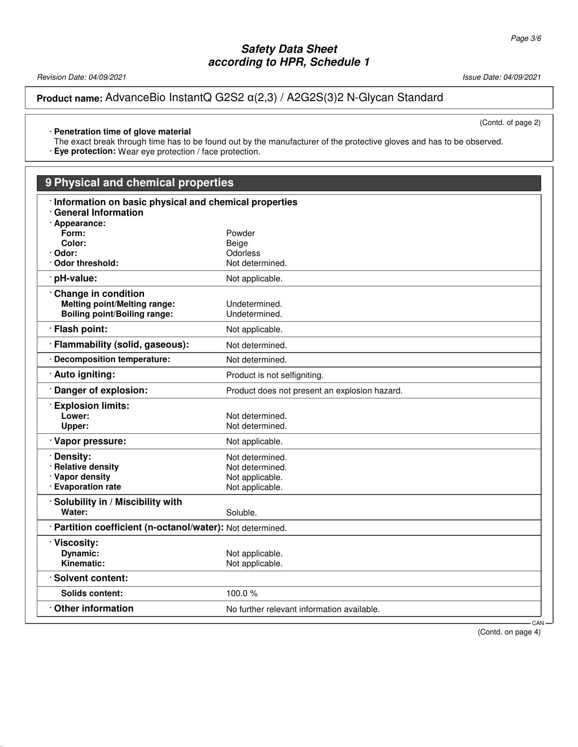(Contd. of page 2)

· **Penetration time of glove material**
The exact break through time has to be found out by the manufacturer of the protective gloves and has to be observed.
· **Eye protection:** Wear eye protection / face protection.

## 9 Physical and chemical properties

· **Information on basic physical and chemical properties**
· **General Information**

| Property | Value |
|---|---|
| · **Appearance:** | |
| **Form:** | Powder |
| **Color:** | Beige |
| · **Odor:** | Odorless |
| · **Odor threshold:** | Not determined. |
| · **pH-value:** | Not applicable. |
| · **Change in condition** | |
| **Melting point/Melting range:** | Undetermined. |
| **Boiling point/Boiling range:** | Undetermined. |
| · **Flash point:** | Not applicable. |
| · **Flammability (solid, gaseous):** | Not determined. |
| · **Decomposition temperature:** | Not determined. |
| · **Auto igniting:** | Product is not selfigniting. |
| · **Danger of explosion:** | Product does not present an explosion hazard. |
| · **Explosion limits:** | |
| **Lower:** | Not determined. |
| **Upper:** | Not determined. |
| · **Vapor pressure:** | Not applicable. |
| · **Density:** | Not determined. |
| · **Relative density** | Not determined. |
| · **Vapor density** | Not applicable. |
| · **Evaporation rate** | Not applicable. |
| · **Solubility in / Miscibility with** | |
| **Water:** | Soluble. |
| · **Partition coefficient (n-octanol/water):** | Not determined. |
| · **Viscosity:** | |
| **Dynamic:** | Not applicable. |
| **Kinematic:** | Not applicable. |
| · **Solvent content:** | |
| **Solids content:** | 100.0 % |
| · **Other information** | No further relevant information available. |

(Contd. on page 4)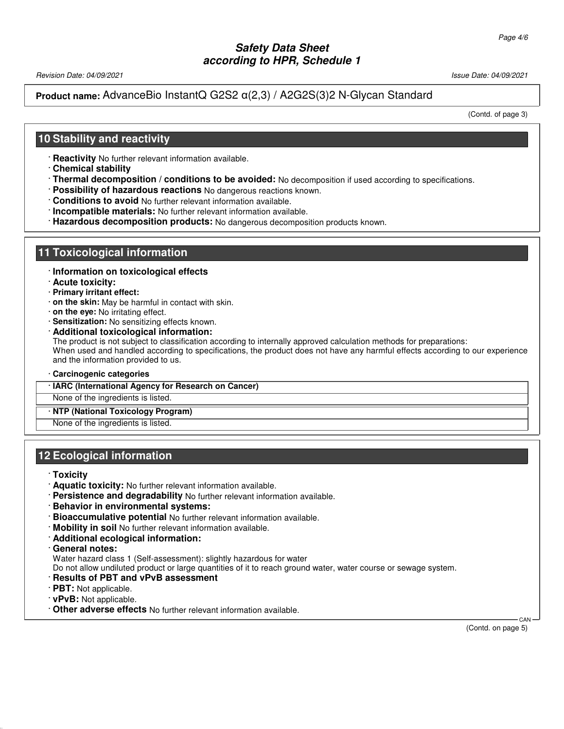**Product name:** AdvanceBio InstantQ G2S2 α(2,3) / A2G2S(3)2 N-Glycan Standard

(Contd. of page 3)

## 10 Stability and reactivity

- **Reactivity** No further relevant information available.
- **Chemical stability**
- **Thermal decomposition / conditions to be avoided:** No decomposition if used according to specifications.
- **Possibility of hazardous reactions** No dangerous reactions known.
- **Conditions to avoid** No further relevant information available.
- **Incompatible materials:** No further relevant information available.
- **Hazardous decomposition products:** No dangerous decomposition products known.

## 11 Toxicological information

- **Information on toxicological effects**
- **Acute toxicity:**
- **Primary irritant effect:**
- **on the skin:** May be harmful in contact with skin.
- **on the eye:** No irritating effect.
- **Sensitization:** No sensitizing effects known.
- **Additional toxicological information:**
  The product is not subject to classification according to internally approved calculation methods for preparations:
  When used and handled according to specifications, the product does not have any harmful effects according to our experience and the information provided to us.
- **Carcinogenic categories**

| · IARC (International Agency for Research on Cancer) |
| --- |
| None of the ingredients is listed. |

| · NTP (National Toxicology Program) |
| --- |
| None of the ingredients is listed. |

## 12 Ecological information

- **Toxicity**
- **Aquatic toxicity:** No further relevant information available.
- **Persistence and degradability** No further relevant information available.
- **Behavior in environmental systems:**
- **Bioaccumulative potential** No further relevant information available.
- **Mobility in soil** No further relevant information available.
- **Additional ecological information:**
- **General notes:**
  Water hazard class 1 (Self-assessment): slightly hazardous for water
  Do not allow undiluted product or large quantities of it to reach ground water, water course or sewage system.
- **Results of PBT and vPvB assessment**
- **PBT:** Not applicable.
- **vPvB:** Not applicable.
- **Other adverse effects** No further relevant information available.

(Contd. on page 5)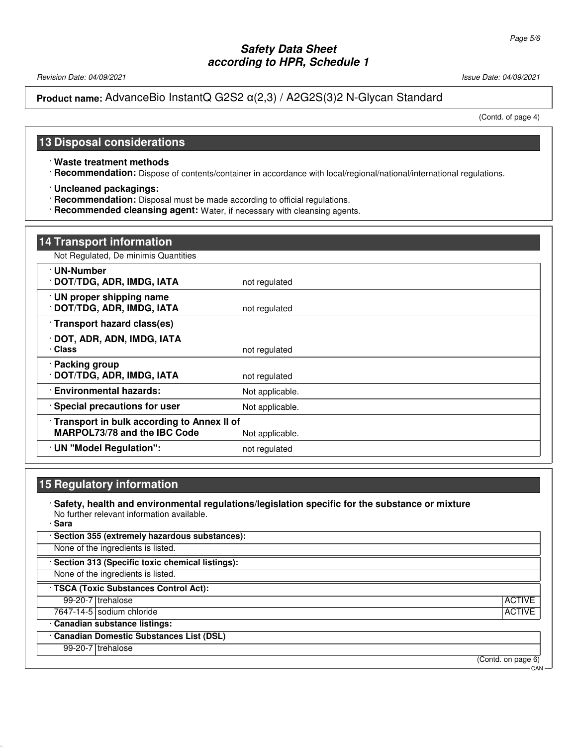Product name: AdvanceBio InstantQ G2S2 α(2,3) / A2G2S(3)2 N-Glycan Standard

(Contd. of page 4)

## 13 Disposal considerations

· **Waste treatment methods**

· **Recommendation:** Dispose of contents/container in accordance with local/regional/national/international regulations.

· **Uncleaned packagings:**

· **Recommendation:** Disposal must be made according to official regulations.

· **Recommended cleansing agent:** Water, if necessary with cleansing agents.

## 14 Transport information

Not Regulated, De minimis Quantities

| | |
|---|---|
| · **UN-Number**<br>· **DOT/TDG, ADR, IMDG, IATA** | not regulated |
| · **UN proper shipping name**<br>· **DOT/TDG, ADR, IMDG, IATA** | not regulated |
| · **Transport hazard class(es)**<br>· **DOT, ADR, ADN, IMDG, IATA**<br>· **Class** | not regulated |
| · **Packing group**<br>· **DOT/TDG, ADR, IMDG, IATA** | not regulated |
| · **Environmental hazards:** | Not applicable. |
| · **Special precautions for user** | Not applicable. |
| · **Transport in bulk according to Annex II of MARPOL73/78 and the IBC Code** | Not applicable. |
| · **UN "Model Regulation":** | not regulated |

## 15 Regulatory information

· **Safety, health and environmental regulations/legislation specific for the substance or mixture**
No further relevant information available.

· **Sara**

· **Section 355 (extremely hazardous substances):**

None of the ingredients is listed.

· **Section 313 (Specific toxic chemical listings):**

None of the ingredients is listed.

· **TSCA (Toxic Substances Control Act):**

| | | |
|---|---|---|
| 99-20-7 | trehalose | ACTIVE |
| 7647-14-5 | sodium chloride | ACTIVE |

· **Canadian substance listings:**

· **Canadian Domestic Substances List (DSL)**

| | |
|---|---|
| 99-20-7 | trehalose |

(Contd. on page 6)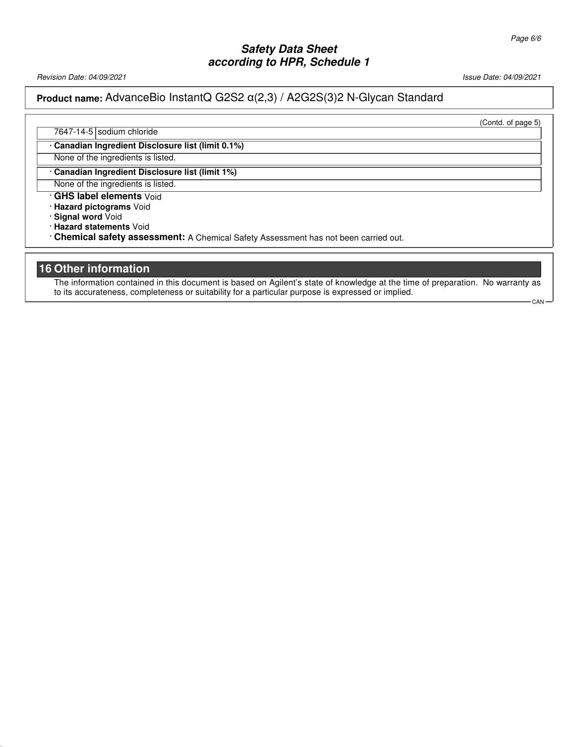(Contd. of page 5)

| | |
|---|---|
| 7647-14-5 | sodium chloride |

· **Canadian Ingredient Disclosure list (limit 0.1%)**

None of the ingredients is listed.

· **Canadian Ingredient Disclosure list (limit 1%)**

None of the ingredients is listed.

· **GHS label elements** Void
· **Hazard pictograms** Void
· **Signal word** Void
· **Hazard statements** Void
· **Chemical safety assessment:** A Chemical Safety Assessment has not been carried out.

## 16 Other information

The information contained in this document is based on Agilent's state of knowledge at the time of preparation. No warranty as to its accurateness, completeness or suitability for a particular purpose is expressed or implied.

CAN